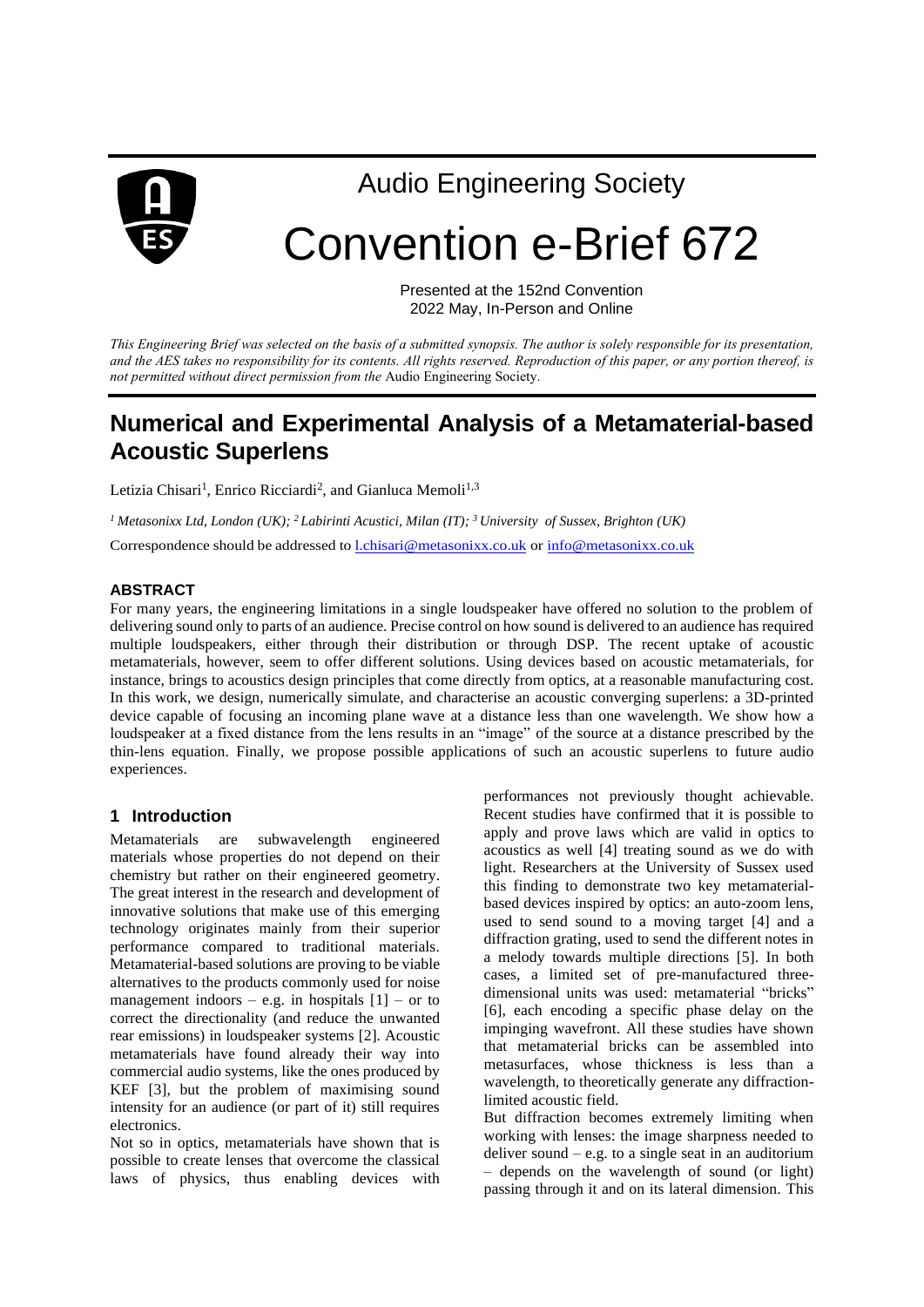Audio Engineering Society

# Convention e-Brief 672

Presented at the 152nd Convention
2022 May, In-Person and Online

*This Engineering Brief was selected on the basis of a submitted synopsis. The author is solely responsible for its presentation, and the AES takes no responsibility for its contents. All rights reserved. Reproduction of this paper, or any portion thereof, is not permitted without direct permission from the* Audio Engineering Society.

# Numerical and Experimental Analysis of a Metamaterial-based Acoustic Superlens

Letizia Chisari[1], Enrico Ricciardi[2], and Gianluca Memoli[1,3]

*[1] Metasonixx Ltd, London (UK); [2] Labirinti Acustici, Milan (IT); [3] University of Sussex, Brighton (UK)*

Correspondence should be addressed to l.chisari@metasonixx.co.uk or info@metasonixx.co.uk

### ABSTRACT

For many years, the engineering limitations in a single loudspeaker have offered no solution to the problem of delivering sound only to parts of an audience. Precise control on how sound is delivered to an audience has required multiple loudspeakers, either through their distribution or through DSP. The recent uptake of acoustic metamaterials, however, seem to offer different solutions. Using devices based on acoustic metamaterials, for instance, brings to acoustics design principles that come directly from optics, at a reasonable manufacturing cost. In this work, we design, numerically simulate, and characterise an acoustic converging superlens: a 3D-printed device capable of focusing an incoming plane wave at a distance less than one wavelength. We show how a loudspeaker at a fixed distance from the lens results in an "image" of the source at a distance prescribed by the thin-lens equation. Finally, we propose possible applications of such an acoustic superlens to future audio experiences.

## 1 Introduction

Metamaterials are subwavelength engineered materials whose properties do not depend on their chemistry but rather on their engineered geometry. The great interest in the research and development of innovative solutions that make use of this emerging technology originates mainly from their superior performance compared to traditional materials. Metamaterial-based solutions are proving to be viable alternatives to the products commonly used for noise management indoors – e.g. in hospitals [1] – or to correct the directionality (and reduce the unwanted rear emissions) in loudspeaker systems [2]. Acoustic metamaterials have found already their way into commercial audio systems, like the ones produced by KEF [3], but the problem of maximising sound intensity for an audience (or part of it) still requires electronics.

Not so in optics, metamaterials have shown that is possible to create lenses that overcome the classical laws of physics, thus enabling devices with performances not previously thought achievable. Recent studies have confirmed that it is possible to apply and prove laws which are valid in optics to acoustics as well [4] treating sound as we do with light. Researchers at the University of Sussex used this finding to demonstrate two key metamaterial-based devices inspired by optics: an auto-zoom lens, used to send sound to a moving target [4] and a diffraction grating, used to send the different notes in a melody towards multiple directions [5]. In both cases, a limited set of pre-manufactured three-dimensional units was used: metamaterial "bricks" [6], each encoding a specific phase delay on the impinging wavefront. All these studies have shown that metamaterial bricks can be assembled into metasurfaces, whose thickness is less than a wavelength, to theoretically generate any diffraction-limited acoustic field.

But diffraction becomes extremely limiting when working with lenses: the image sharpness needed to deliver sound – e.g. to a single seat in an auditorium – depends on the wavelength of sound (or light) passing through it and on its lateral dimension. This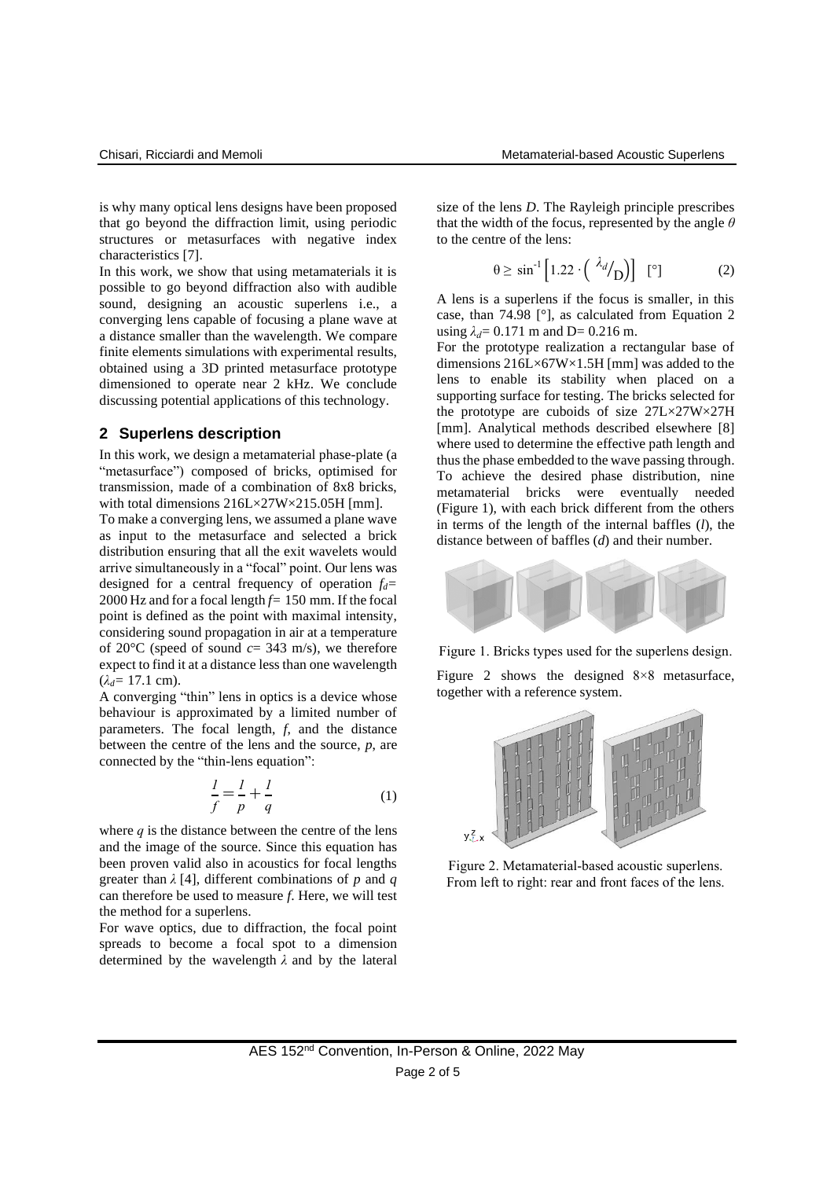is why many optical lens designs have been proposed that go beyond the diffraction limit, using periodic structures or metasurfaces with negative index characteristics [7].

In this work, we show that using metamaterials it is possible to go beyond diffraction also with audible sound, designing an acoustic superlens i.e., a converging lens capable of focusing a plane wave at a distance smaller than the wavelength. We compare finite elements simulations with experimental results, obtained using a 3D printed metasurface prototype dimensioned to operate near 2 kHz. We conclude discussing potential applications of this technology.

## 2 Superlens description

In this work, we design a metamaterial phase-plate (a "metasurface") composed of bricks, optimised for transmission, made of a combination of 8x8 bricks, with total dimensions 216L×27W×215.05H [mm].

To make a converging lens, we assumed a plane wave as input to the metasurface and selected a brick distribution ensuring that all the exit wavelets would arrive simultaneously in a "focal" point. Our lens was designed for a central frequency of operation $f_d$= 2000 Hz and for a focal length $f$= 150 mm. If the focal point is defined as the point with maximal intensity, considering sound propagation in air at a temperature of 20°C (speed of sound $c$= 343 m/s), we therefore expect to find it at a distance less than one wavelength ($\lambda_d$= 17.1 cm).

A converging "thin" lens in optics is a device whose behaviour is approximated by a limited number of parameters. The focal length, $f$, and the distance between the centre of the lens and the source, $p$, are connected by the "thin-lens equation":

$$\frac{1}{f} = \frac{1}{p} + \frac{1}{q} \tag{1}$$

where $q$ is the distance between the centre of the lens and the image of the source. Since this equation has been proven valid also in acoustics for focal lengths greater than $\lambda$ [4], different combinations of $p$ and $q$ can therefore be used to measure $f$. Here, we will test the method for a superlens.

For wave optics, due to diffraction, the focal point spreads to become a focal spot to a dimension determined by the wavelength $\lambda$ and by the lateral size of the lens $D$. The Rayleigh principle prescribes that the width of the focus, represented by the angle $\theta$ to the centre of the lens:

$$\theta \geq \sin^{-1}\left[1.22 \cdot \left( {}^{\lambda_d}/_{\text{D}} \right)\right] \quad [°] \tag{2}$$

A lens is a superlens if the focus is smaller, in this case, than 74.98 [°], as calculated from Equation 2 using $\lambda_d$= 0.171 m and D= 0.216 m.

For the prototype realization a rectangular base of dimensions 216L×67W×1.5H [mm] was added to the lens to enable its stability when placed on a supporting surface for testing. The bricks selected for the prototype are cuboids of size 27L×27W×27H [mm]. Analytical methods described elsewhere [8] where used to determine the effective path length and thus the phase embedded to the wave passing through. To achieve the desired phase distribution, nine metamaterial bricks were eventually needed (Figure 1), with each brick different from the others in terms of the length of the internal baffles ($l$), the distance between of baffles ($d$) and their number.

Figure 1. Bricks types used for the superlens design.

Figure 2 shows the designed 8×8 metasurface, together with a reference system.

Figure 2. Metamaterial-based acoustic superlens. From left to right: rear and front faces of the lens.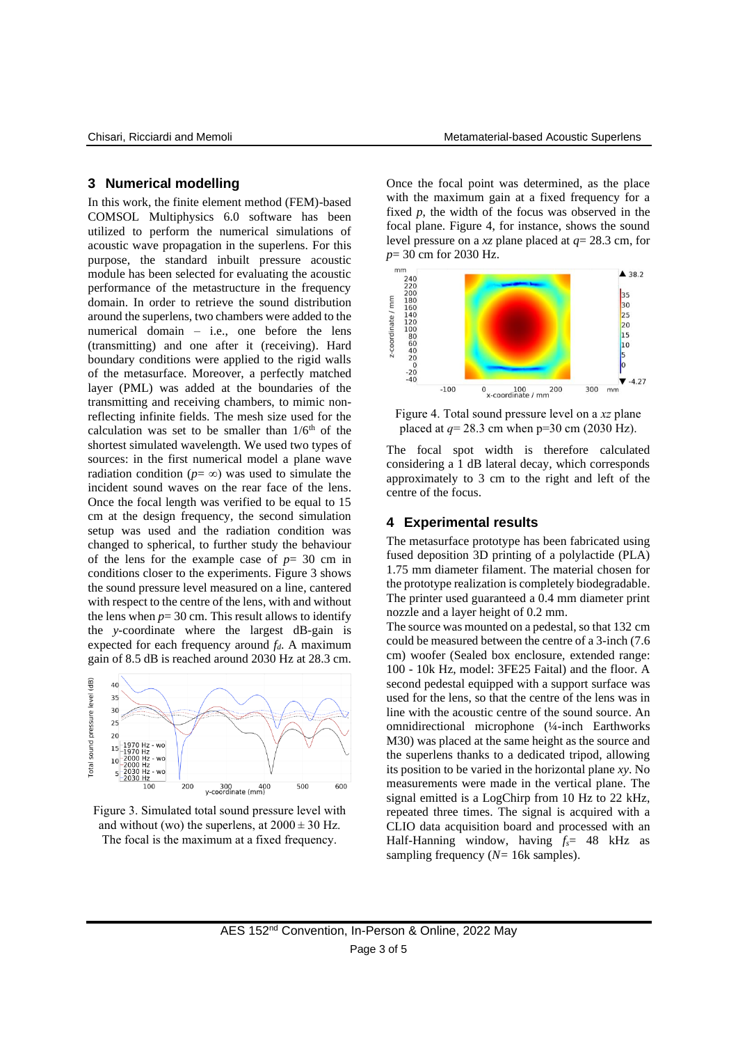## 3 Numerical modelling

In this work, the finite element method (FEM)-based COMSOL Multiphysics 6.0 software has been utilized to perform the numerical simulations of acoustic wave propagation in the superlens. For this purpose, the standard inbuilt pressure acoustic module has been selected for evaluating the acoustic performance of the metastructure in the frequency domain. In order to retrieve the sound distribution around the superlens, two chambers were added to the numerical domain – i.e., one before the lens (transmitting) and one after it (receiving). Hard boundary conditions were applied to the rigid walls of the metasurface. Moreover, a perfectly matched layer (PML) was added at the boundaries of the transmitting and receiving chambers, to mimic non-reflecting infinite fields. The mesh size used for the calculation was set to be smaller than 1/6th of the shortest simulated wavelength. We used two types of sources: in the first numerical model a plane wave radiation condition ($p = \infty$) was used to simulate the incident sound waves on the rear face of the lens. Once the focal length was verified to be equal to 15 cm at the design frequency, the second simulation setup was used and the radiation condition was changed to spherical, to further study the behaviour of the lens for the example case of $p = 30$ cm in conditions closer to the experiments. Figure 3 shows the sound pressure level measured on a line, cantered with respect to the centre of the lens, with and without the lens when $p = 30$ cm. This result allows to identify the $y$-coordinate where the largest dB-gain is expected for each frequency around $f_d$. A maximum gain of 8.5 dB is reached around 2030 Hz at 28.3 cm.

Figure 3. Simulated total sound pressure level with and without (wo) the superlens, at 2000 ± 30 Hz. The focal is the maximum at a fixed frequency.

Once the focal point was determined, as the place with the maximum gain at a fixed frequency for a fixed $p$, the width of the focus was observed in the focal plane. Figure 4, for instance, shows the sound level pressure on a $xz$ plane placed at $q = 28.3$ cm, for $p = 30$ cm for 2030 Hz.

Figure 4. Total sound pressure level on a $xz$ plane placed at $q = 28.3$ cm when p=30 cm (2030 Hz).

The focal spot width is therefore calculated considering a 1 dB lateral decay, which corresponds approximately to 3 cm to the right and left of the centre of the focus.

## 4 Experimental results

The metasurface prototype has been fabricated using fused deposition 3D printing of a polylactide (PLA) 1.75 mm diameter filament. The material chosen for the prototype realization is completely biodegradable. The printer used guaranteed a 0.4 mm diameter print nozzle and a layer height of 0.2 mm.

The source was mounted on a pedestal, so that 132 cm could be measured between the centre of a 3-inch (7.6 cm) woofer (Sealed box enclosure, extended range: 100 - 10k Hz, model: 3FE25 Faital) and the floor. A second pedestal equipped with a support surface was used for the lens, so that the centre of the lens was in line with the acoustic centre of the sound source. An omnidirectional microphone (¼-inch Earthworks M30) was placed at the same height as the source and the superlens thanks to a dedicated tripod, allowing its position to be varied in the horizontal plane $xy$. No measurements were made in the vertical plane. The signal emitted is a LogChirp from 10 Hz to 22 kHz, repeated three times. The signal is acquired with a CLIO data acquisition board and processed with an Half-Hanning window, having $f_s = 48$ kHz as sampling frequency ($N = 16$k samples).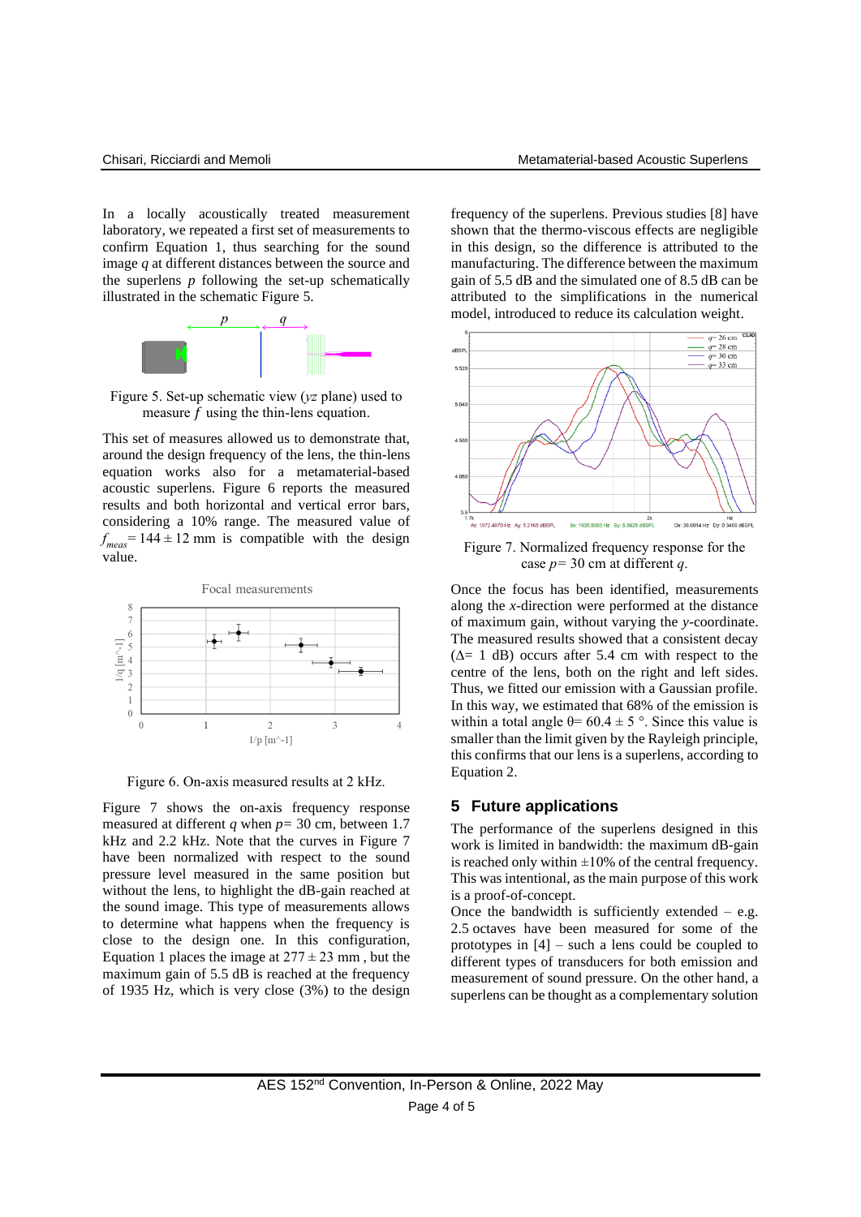In a locally acoustically treated measurement laboratory, we repeated a first set of measurements to confirm Equation 1, thus searching for the sound image $q$ at different distances between the source and the superlens $p$ following the set-up schematically illustrated in the schematic Figure 5.

Figure 5. Set-up schematic view ($yz$ plane) used to measure $f$ using the thin-lens equation.

This set of measures allowed us to demonstrate that, around the design frequency of the lens, the thin-lens equation works also for a metamaterial-based acoustic superlens. Figure 6 reports the measured results and both horizontal and vertical error bars, considering a 10% range. The measured value of $f_{meas} = 144 \pm 12$ mm is compatible with the design value.

Figure 6. On-axis measured results at 2 kHz.

Figure 7 shows the on-axis frequency response measured at different $q$ when $p = 30$ cm, between 1.7 kHz and 2.2 kHz. Note that the curves in Figure 7 have been normalized with respect to the sound pressure level measured in the same position but without the lens, to highlight the dB-gain reached at the sound image. This type of measurements allows to determine what happens when the frequency is close to the design one. In this configuration, Equation 1 places the image at $277 \pm 23$ mm , but the maximum gain of 5.5 dB is reached at the frequency of 1935 Hz, which is very close (3%) to the design frequency of the superlens. Previous studies [8] have shown that the thermo-viscous effects are negligible in this design, so the difference is attributed to the manufacturing. The difference between the maximum gain of 5.5 dB and the simulated one of 8.5 dB can be attributed to the simplifications in the numerical model, introduced to reduce its calculation weight.

Figure 7. Normalized frequency response for the case $p = 30$ cm at different $q$.

Once the focus has been identified, measurements along the $x$-direction were performed at the distance of maximum gain, without varying the $y$-coordinate. The measured results showed that a consistent decay ($\Delta = 1$ dB) occurs after 5.4 cm with respect to the centre of the lens, both on the right and left sides. Thus, we fitted our emission with a Gaussian profile. In this way, we estimated that 68% of the emission is within a total angle $\theta = 60.4 \pm 5$ °. Since this value is smaller than the limit given by the Rayleigh principle, this confirms that our lens is a superlens, according to Equation 2.

## 5 Future applications

The performance of the superlens designed in this work is limited in bandwidth: the maximum dB-gain is reached only within ±10% of the central frequency. This was intentional, as the main purpose of this work is a proof-of-concept.

Once the bandwidth is sufficiently extended – e.g. 2.5 octaves have been measured for some of the prototypes in [4] – such a lens could be coupled to different types of transducers for both emission and measurement of sound pressure. On the other hand, a superlens can be thought as a complementary solution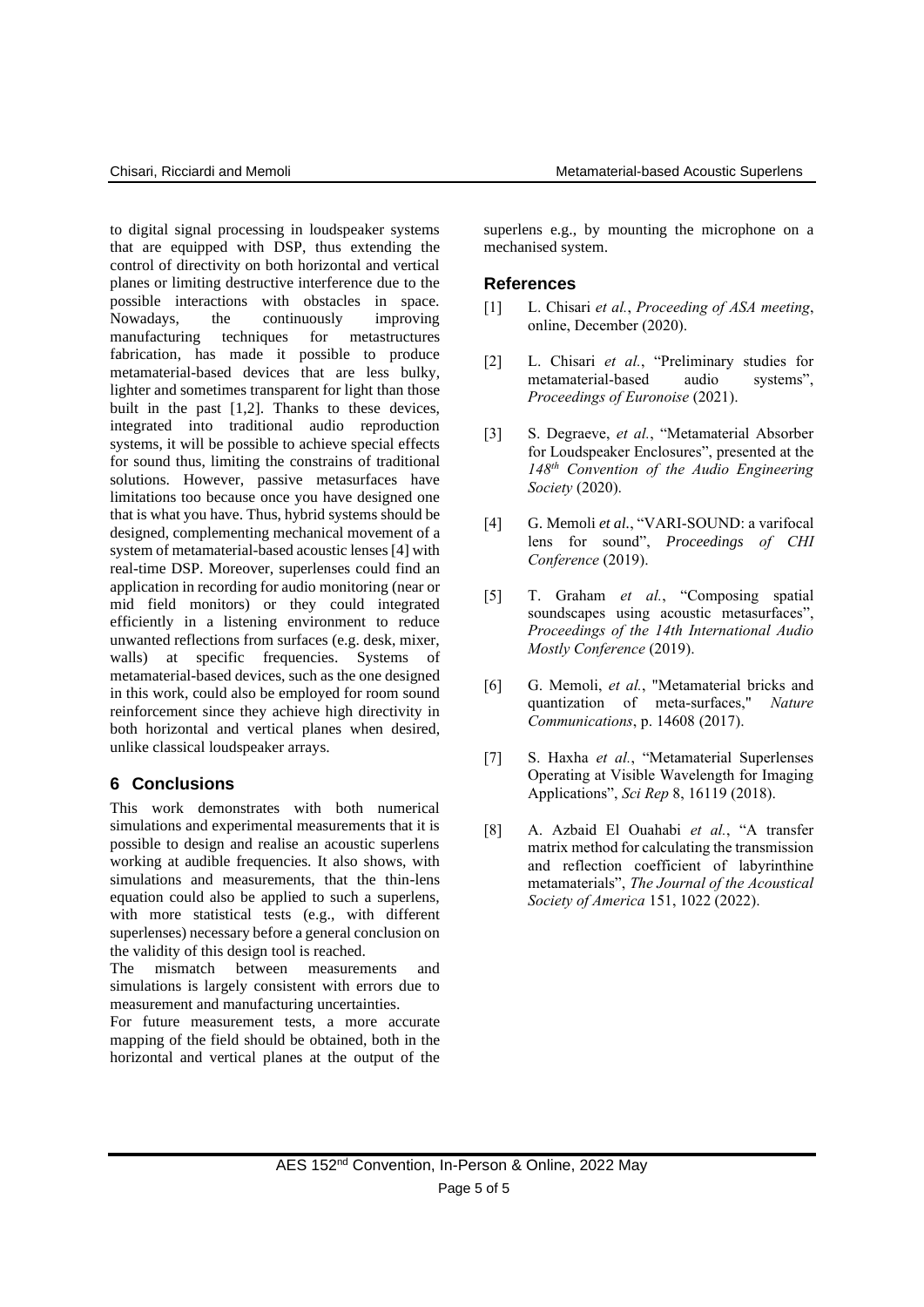to digital signal processing in loudspeaker systems that are equipped with DSP, thus extending the control of directivity on both horizontal and vertical planes or limiting destructive interference due to the possible interactions with obstacles in space. Nowadays, the continuously improving manufacturing techniques for metastructures fabrication, has made it possible to produce metamaterial-based devices that are less bulky, lighter and sometimes transparent for light than those built in the past [1,2]. Thanks to these devices, integrated into traditional audio reproduction systems, it will be possible to achieve special effects for sound thus, limiting the constrains of traditional solutions. However, passive metasurfaces have limitations too because once you have designed one that is what you have. Thus, hybrid systems should be designed, complementing mechanical movement of a system of metamaterial-based acoustic lenses [4] with real-time DSP. Moreover, superlenses could find an application in recording for audio monitoring (near or mid field monitors) or they could integrated efficiently in a listening environment to reduce unwanted reflections from surfaces (e.g. desk, mixer, walls) at specific frequencies. Systems of metamaterial-based devices, such as the one designed in this work, could also be employed for room sound reinforcement since they achieve high directivity in both horizontal and vertical planes when desired, unlike classical loudspeaker arrays.

## 6 Conclusions

This work demonstrates with both numerical simulations and experimental measurements that it is possible to design and realise an acoustic superlens working at audible frequencies. It also shows, with simulations and measurements, that the thin-lens equation could also be applied to such a superlens, with more statistical tests (e.g., with different superlenses) necessary before a general conclusion on the validity of this design tool is reached.

The mismatch between measurements and simulations is largely consistent with errors due to measurement and manufacturing uncertainties.

For future measurement tests, a more accurate mapping of the field should be obtained, both in the horizontal and vertical planes at the output of the superlens e.g., by mounting the microphone on a mechanised system.

## References

[1] L. Chisari *et al.*, *Proceeding of ASA meeting*, online, December (2020).

[2] L. Chisari *et al.*, "Preliminary studies for metamaterial-based audio systems", *Proceedings of Euronoise* (2021).

[3] S. Degraeve, *et al.*, "Metamaterial Absorber for Loudspeaker Enclosures", presented at the *148th Convention of the Audio Engineering Society* (2020).

[4] G. Memoli *et al.*, "VARI-SOUND: a varifocal lens for sound", *Proceedings of CHI Conference* (2019).

[5] T. Graham *et al.*, "Composing spatial soundscapes using acoustic metasurfaces", *Proceedings of the 14th International Audio Mostly Conference* (2019).

[6] G. Memoli, *et al.*, "Metamaterial bricks and quantization of meta-surfaces," *Nature Communications*, p. 14608 (2017).

[7] S. Haxha *et al.*, "Metamaterial Superlenses Operating at Visible Wavelength for Imaging Applications", *Sci Rep* 8, 16119 (2018).

[8] A. Azbaid El Ouahabi *et al.*, "A transfer matrix method for calculating the transmission and reflection coefficient of labyrinthine metamaterials", *The Journal of the Acoustical Society of America* 151, 1022 (2022).